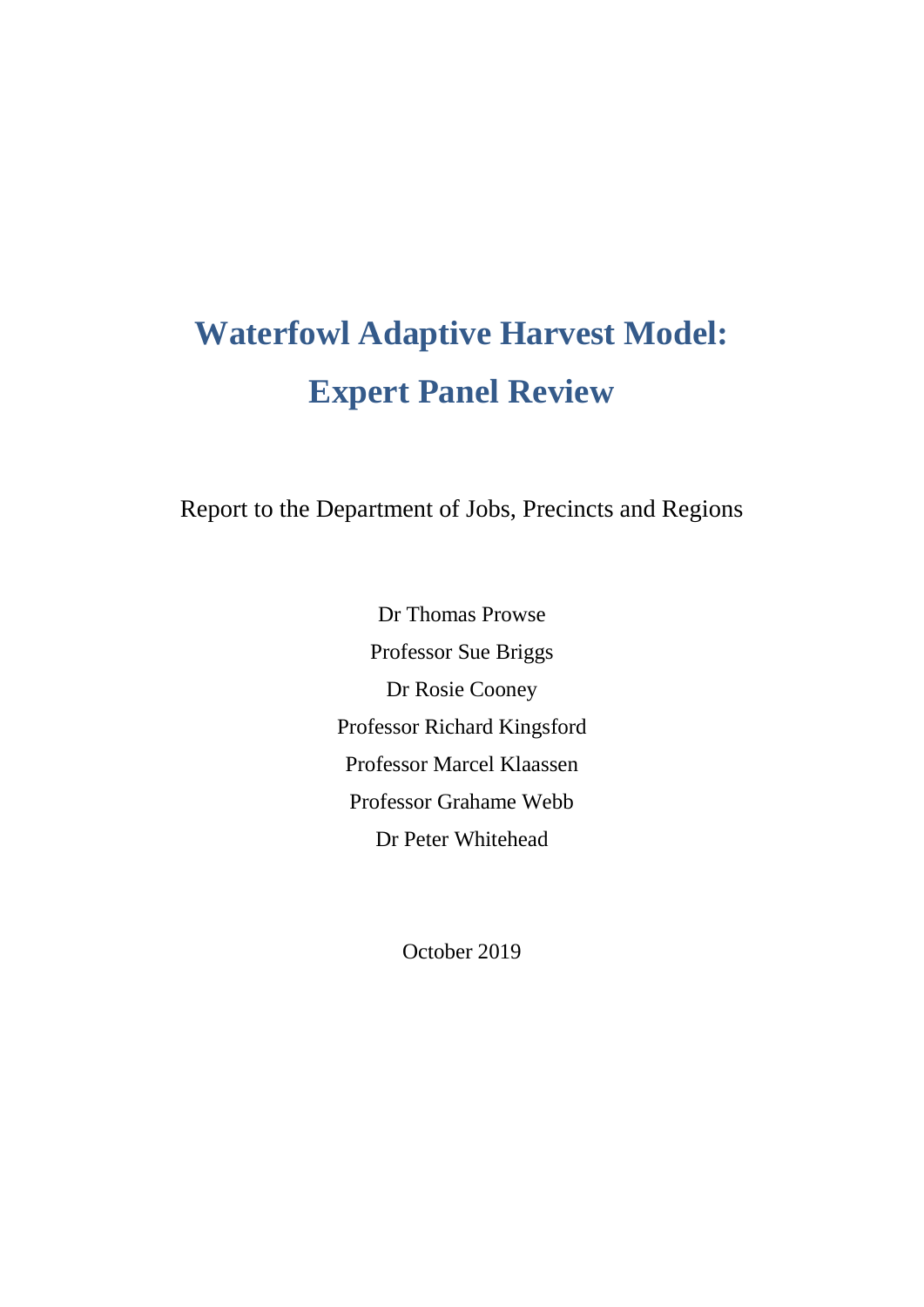# Waterfowl Adaptive Harvest Model: Expert Panel Review

Report to the Department of Jobs, Precincts and Regions

Dr Thomas Prowse

Professor Sue Briggs

Dr Rosie Cooney

Professor Richard Kingsford

Professor Marcel Klaassen

Professor Grahame Webb

Dr Peter Whitehead

October 2019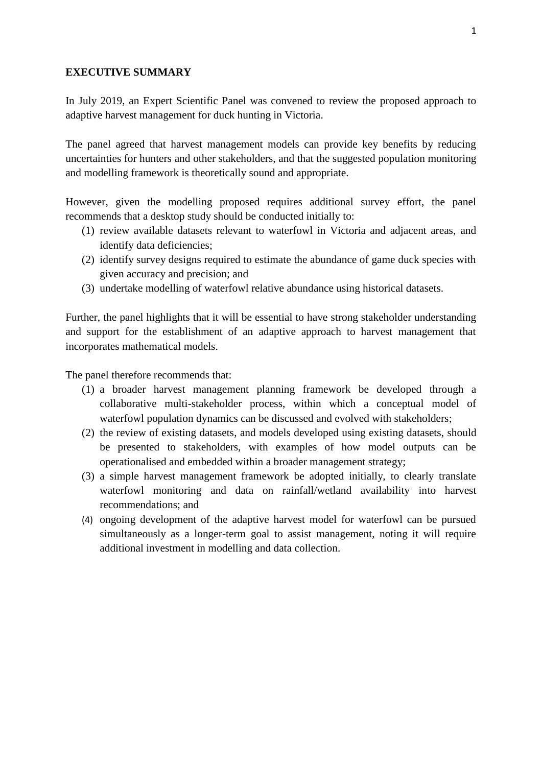**EXECUTIVE SUMMARY**

In July 2019, an Expert Scientific Panel was convened to review the proposed approach to adaptive harvest management for duck hunting in Victoria.

The panel agreed that harvest management models can provide key benefits by reducing uncertainties for hunters and other stakeholders, and that the suggested population monitoring and modelling framework is theoretically sound and appropriate.

However, given the modelling proposed requires additional survey effort, the panel recommends that a desktop study should be conducted initially to:

(1) review available datasets relevant to waterfowl in Victoria and adjacent areas, and identify data deficiencies;
(2) identify survey designs required to estimate the abundance of game duck species with given accuracy and precision; and
(3) undertake modelling of waterfowl relative abundance using historical datasets.

Further, the panel highlights that it will be essential to have strong stakeholder understanding and support for the establishment of an adaptive approach to harvest management that incorporates mathematical models.

The panel therefore recommends that:

(1) a broader harvest management planning framework be developed through a collaborative multi-stakeholder process, within which a conceptual model of waterfowl population dynamics can be discussed and evolved with stakeholders;
(2) the review of existing datasets, and models developed using existing datasets, should be presented to stakeholders, with examples of how model outputs can be operationalised and embedded within a broader management strategy;
(3) a simple harvest management framework be adopted initially, to clearly translate waterfowl monitoring and data on rainfall/wetland availability into harvest recommendations; and
(4) ongoing development of the adaptive harvest model for waterfowl can be pursued simultaneously as a longer-term goal to assist management, noting it will require additional investment in modelling and data collection.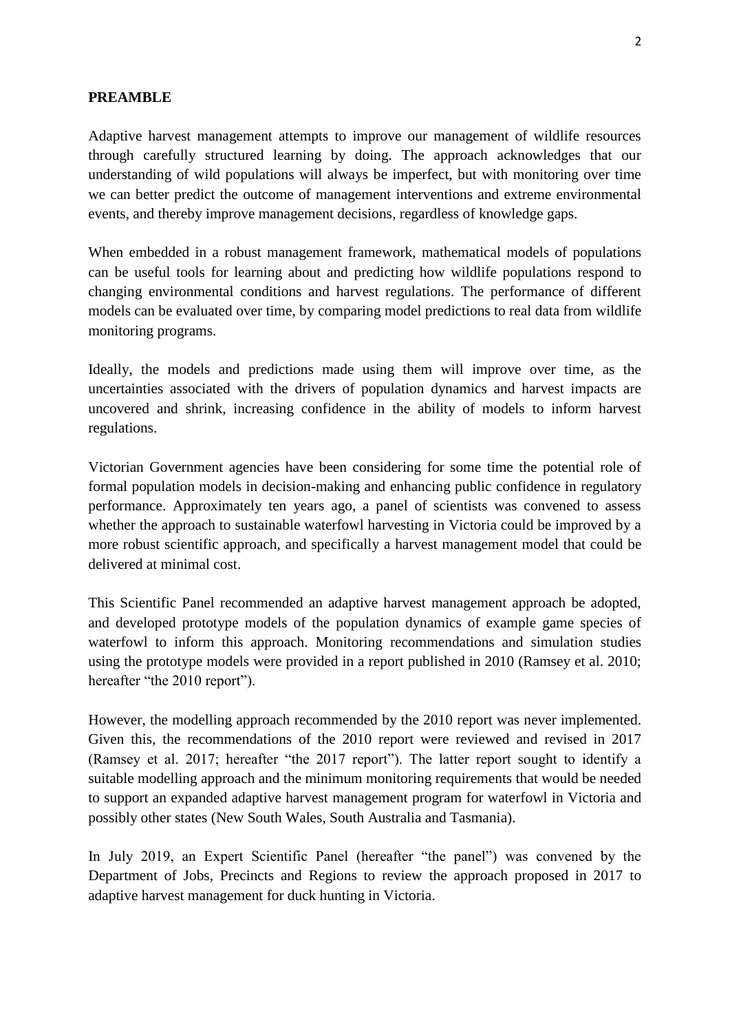**PREAMBLE**

Adaptive harvest management attempts to improve our management of wildlife resources through carefully structured learning by doing. The approach acknowledges that our understanding of wild populations will always be imperfect, but with monitoring over time we can better predict the outcome of management interventions and extreme environmental events, and thereby improve management decisions, regardless of knowledge gaps.

When embedded in a robust management framework, mathematical models of populations can be useful tools for learning about and predicting how wildlife populations respond to changing environmental conditions and harvest regulations. The performance of different models can be evaluated over time, by comparing model predictions to real data from wildlife monitoring programs.

Ideally, the models and predictions made using them will improve over time, as the uncertainties associated with the drivers of population dynamics and harvest impacts are uncovered and shrink, increasing confidence in the ability of models to inform harvest regulations.

Victorian Government agencies have been considering for some time the potential role of formal population models in decision-making and enhancing public confidence in regulatory performance. Approximately ten years ago, a panel of scientists was convened to assess whether the approach to sustainable waterfowl harvesting in Victoria could be improved by a more robust scientific approach, and specifically a harvest management model that could be delivered at minimal cost.

This Scientific Panel recommended an adaptive harvest management approach be adopted, and developed prototype models of the population dynamics of example game species of waterfowl to inform this approach. Monitoring recommendations and simulation studies using the prototype models were provided in a report published in 2010 (Ramsey et al. 2010; hereafter "the 2010 report").

However, the modelling approach recommended by the 2010 report was never implemented. Given this, the recommendations of the 2010 report were reviewed and revised in 2017 (Ramsey et al. 2017; hereafter "the 2017 report"). The latter report sought to identify a suitable modelling approach and the minimum monitoring requirements that would be needed to support an expanded adaptive harvest management program for waterfowl in Victoria and possibly other states (New South Wales, South Australia and Tasmania).

In July 2019, an Expert Scientific Panel (hereafter "the panel") was convened by the Department of Jobs, Precincts and Regions to review the approach proposed in 2017 to adaptive harvest management for duck hunting in Victoria.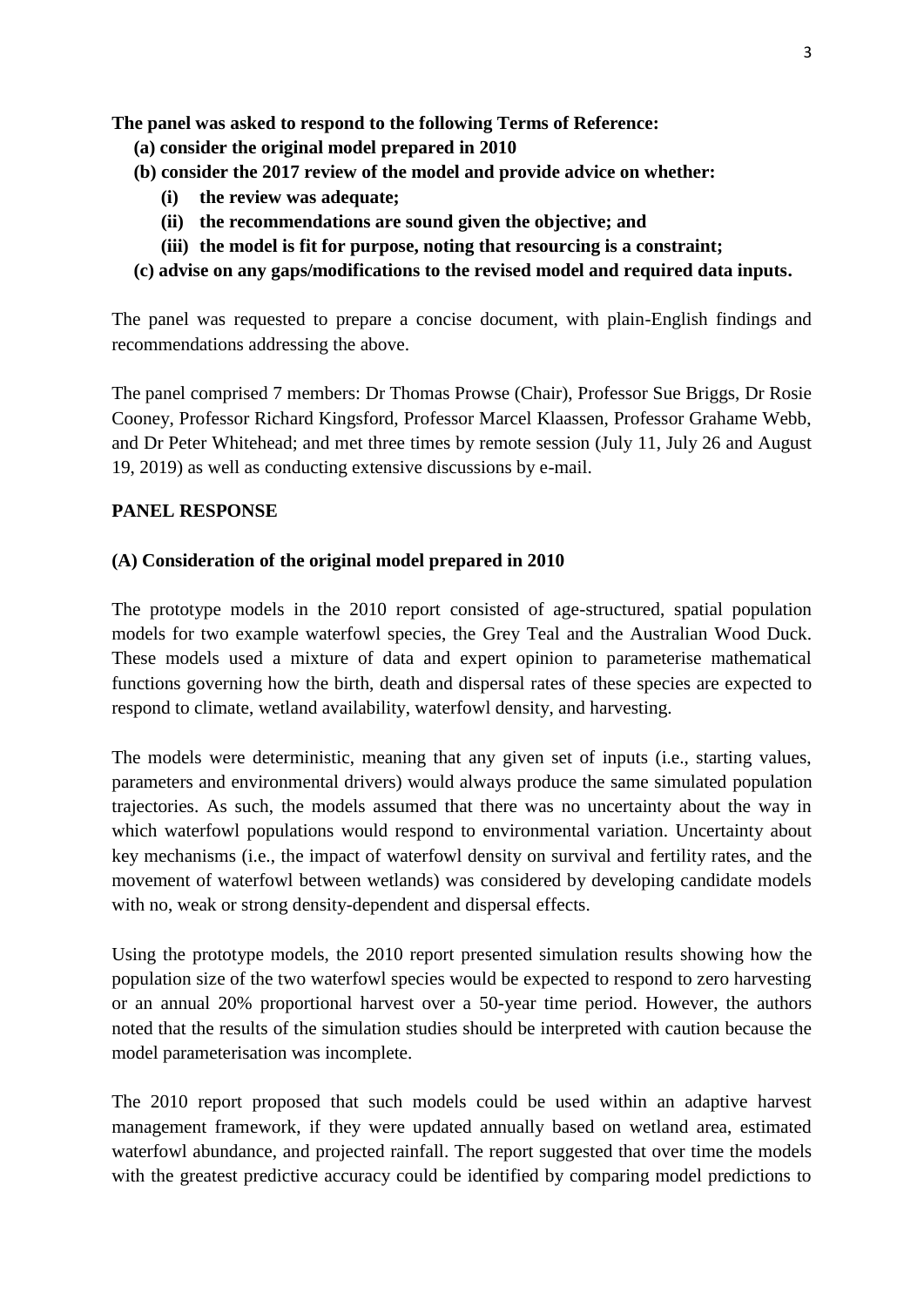**The panel was asked to respond to the following Terms of Reference:**

- **(a) consider the original model prepared in 2010**
- **(b) consider the 2017 review of the model and provide advice on whether:**
    - **(i) the review was adequate;**
    - **(ii) the recommendations are sound given the objective; and**
    - **(iii) the model is fit for purpose, noting that resourcing is a constraint;**
- **(c) advise on any gaps/modifications to the revised model and required data inputs.**

The panel was requested to prepare a concise document, with plain-English findings and recommendations addressing the above.

The panel comprised 7 members: Dr Thomas Prowse (Chair), Professor Sue Briggs, Dr Rosie Cooney, Professor Richard Kingsford, Professor Marcel Klaassen, Professor Grahame Webb, and Dr Peter Whitehead; and met three times by remote session (July 11, July 26 and August 19, 2019) as well as conducting extensive discussions by e-mail.

## PANEL RESPONSE

### (A) Consideration of the original model prepared in 2010

The prototype models in the 2010 report consisted of age-structured, spatial population models for two example waterfowl species, the Grey Teal and the Australian Wood Duck. These models used a mixture of data and expert opinion to parameterise mathematical functions governing how the birth, death and dispersal rates of these species are expected to respond to climate, wetland availability, waterfowl density, and harvesting.

The models were deterministic, meaning that any given set of inputs (i.e., starting values, parameters and environmental drivers) would always produce the same simulated population trajectories. As such, the models assumed that there was no uncertainty about the way in which waterfowl populations would respond to environmental variation. Uncertainty about key mechanisms (i.e., the impact of waterfowl density on survival and fertility rates, and the movement of waterfowl between wetlands) was considered by developing candidate models with no, weak or strong density-dependent and dispersal effects.

Using the prototype models, the 2010 report presented simulation results showing how the population size of the two waterfowl species would be expected to respond to zero harvesting or an annual 20% proportional harvest over a 50-year time period. However, the authors noted that the results of the simulation studies should be interpreted with caution because the model parameterisation was incomplete.

The 2010 report proposed that such models could be used within an adaptive harvest management framework, if they were updated annually based on wetland area, estimated waterfowl abundance, and projected rainfall. The report suggested that over time the models with the greatest predictive accuracy could be identified by comparing model predictions to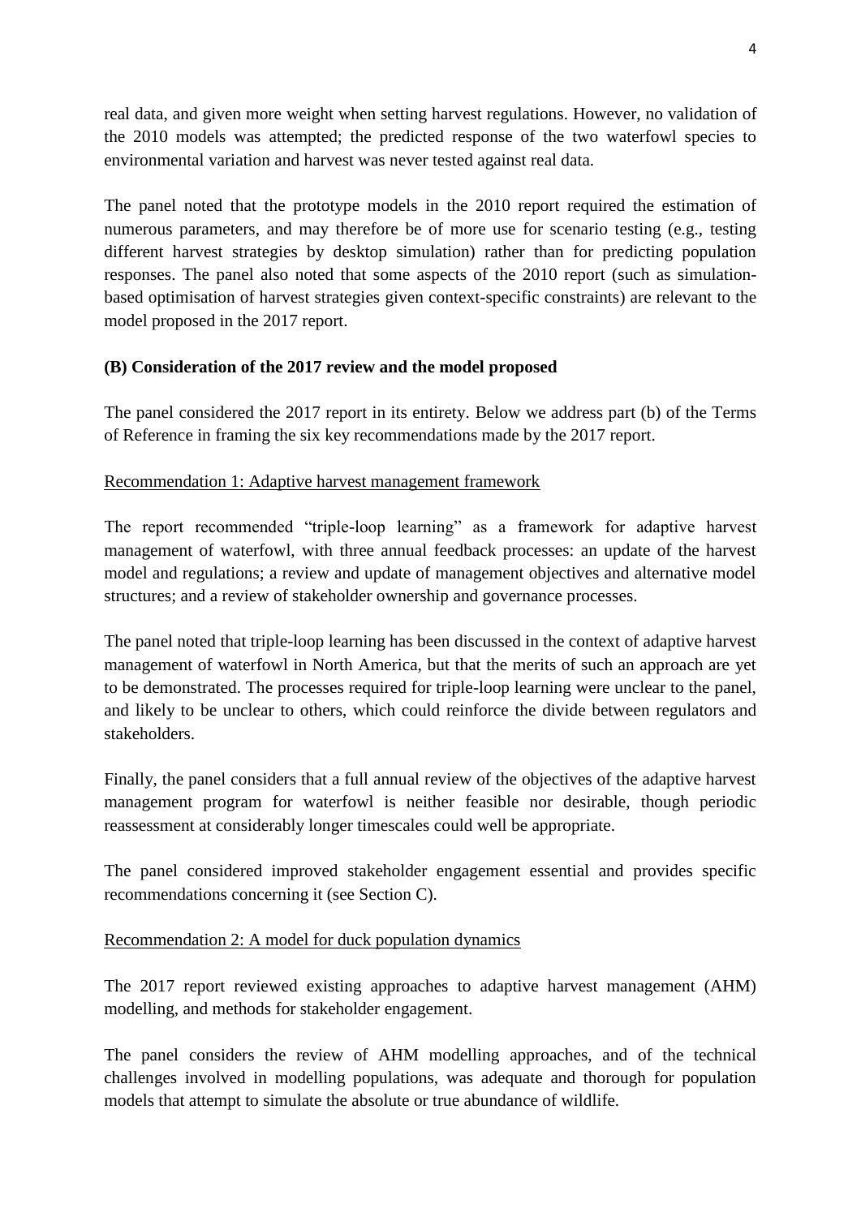real data, and given more weight when setting harvest regulations. However, no validation of the 2010 models was attempted; the predicted response of the two waterfowl species to environmental variation and harvest was never tested against real data.

The panel noted that the prototype models in the 2010 report required the estimation of numerous parameters, and may therefore be of more use for scenario testing (e.g., testing different harvest strategies by desktop simulation) rather than for predicting population responses. The panel also noted that some aspects of the 2010 report (such as simulation-based optimisation of harvest strategies given context-specific constraints) are relevant to the model proposed in the 2017 report.

**(B) Consideration of the 2017 review and the model proposed**

The panel considered the 2017 report in its entirety. Below we address part (b) of the Terms of Reference in framing the six key recommendations made by the 2017 report.

<u>Recommendation 1: Adaptive harvest management framework</u>

The report recommended "triple-loop learning" as a framework for adaptive harvest management of waterfowl, with three annual feedback processes: an update of the harvest model and regulations; a review and update of management objectives and alternative model structures; and a review of stakeholder ownership and governance processes.

The panel noted that triple-loop learning has been discussed in the context of adaptive harvest management of waterfowl in North America, but that the merits of such an approach are yet to be demonstrated. The processes required for triple-loop learning were unclear to the panel, and likely to be unclear to others, which could reinforce the divide between regulators and stakeholders.

Finally, the panel considers that a full annual review of the objectives of the adaptive harvest management program for waterfowl is neither feasible nor desirable, though periodic reassessment at considerably longer timescales could well be appropriate.

The panel considered improved stakeholder engagement essential and provides specific recommendations concerning it (see Section C).

<u>Recommendation 2: A model for duck population dynamics</u>

The 2017 report reviewed existing approaches to adaptive harvest management (AHM) modelling, and methods for stakeholder engagement.

The panel considers the review of AHM modelling approaches, and of the technical challenges involved in modelling populations, was adequate and thorough for population models that attempt to simulate the absolute or true abundance of wildlife.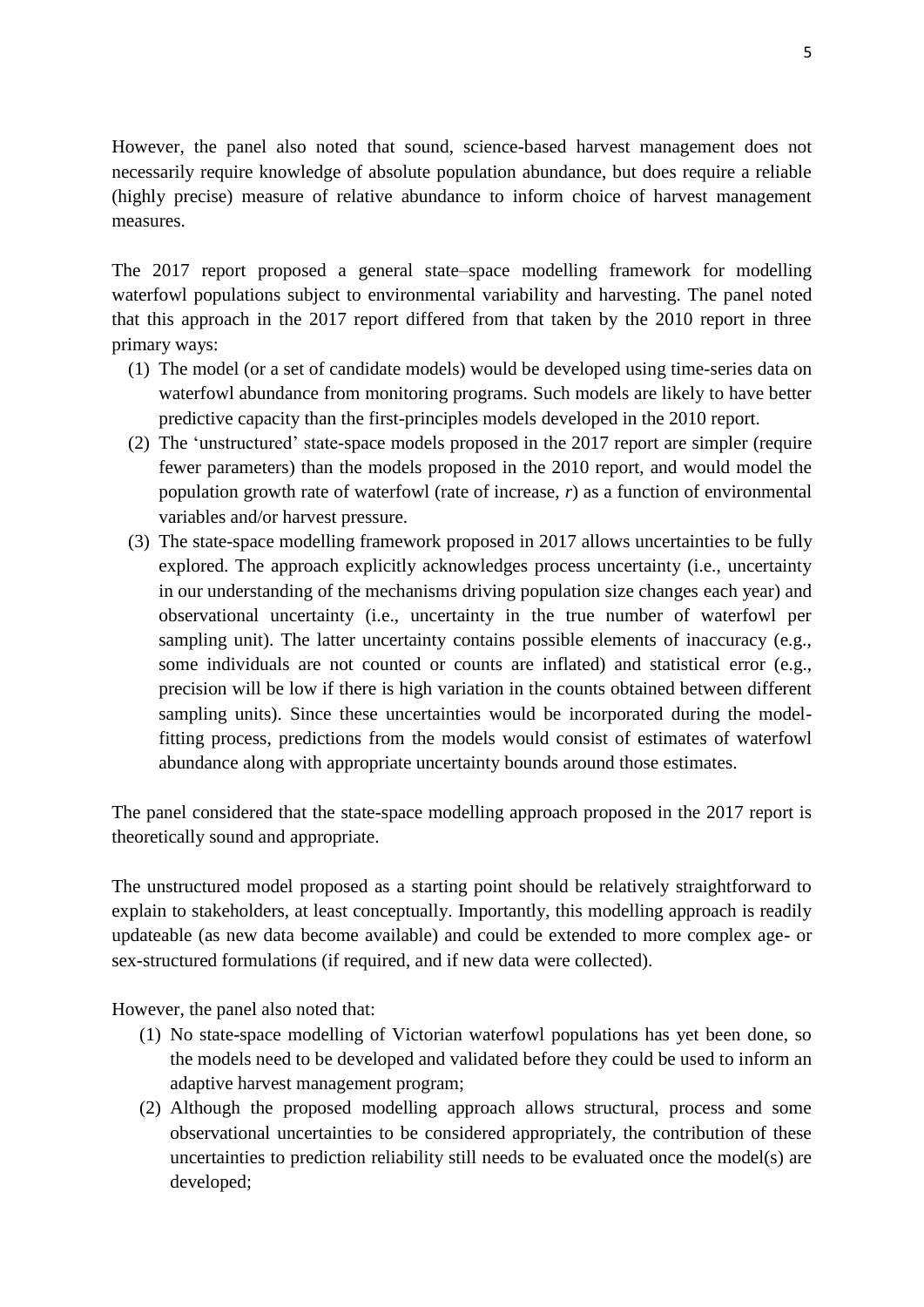However, the panel also noted that sound, science-based harvest management does not necessarily require knowledge of absolute population abundance, but does require a reliable (highly precise) measure of relative abundance to inform choice of harvest management measures.

The 2017 report proposed a general state–space modelling framework for modelling waterfowl populations subject to environmental variability and harvesting. The panel noted that this approach in the 2017 report differed from that taken by the 2010 report in three primary ways:

(1) The model (or a set of candidate models) would be developed using time-series data on waterfowl abundance from monitoring programs. Such models are likely to have better predictive capacity than the first-principles models developed in the 2010 report.
(2) The 'unstructured' state-space models proposed in the 2017 report are simpler (require fewer parameters) than the models proposed in the 2010 report, and would model the population growth rate of waterfowl (rate of increase, $r$) as a function of environmental variables and/or harvest pressure.
(3) The state-space modelling framework proposed in 2017 allows uncertainties to be fully explored. The approach explicitly acknowledges process uncertainty (i.e., uncertainty in our understanding of the mechanisms driving population size changes each year) and observational uncertainty (i.e., uncertainty in the true number of waterfowl per sampling unit). The latter uncertainty contains possible elements of inaccuracy (e.g., some individuals are not counted or counts are inflated) and statistical error (e.g., precision will be low if there is high variation in the counts obtained between different sampling units). Since these uncertainties would be incorporated during the model-fitting process, predictions from the models would consist of estimates of waterfowl abundance along with appropriate uncertainty bounds around those estimates.

The panel considered that the state-space modelling approach proposed in the 2017 report is theoretically sound and appropriate.

The unstructured model proposed as a starting point should be relatively straightforward to explain to stakeholders, at least conceptually. Importantly, this modelling approach is readily updateable (as new data become available) and could be extended to more complex age- or sex-structured formulations (if required, and if new data were collected).

However, the panel also noted that:

(1) No state-space modelling of Victorian waterfowl populations has yet been done, so the models need to be developed and validated before they could be used to inform an adaptive harvest management program;
(2) Although the proposed modelling approach allows structural, process and some observational uncertainties to be considered appropriately, the contribution of these uncertainties to prediction reliability still needs to be evaluated once the model(s) are developed;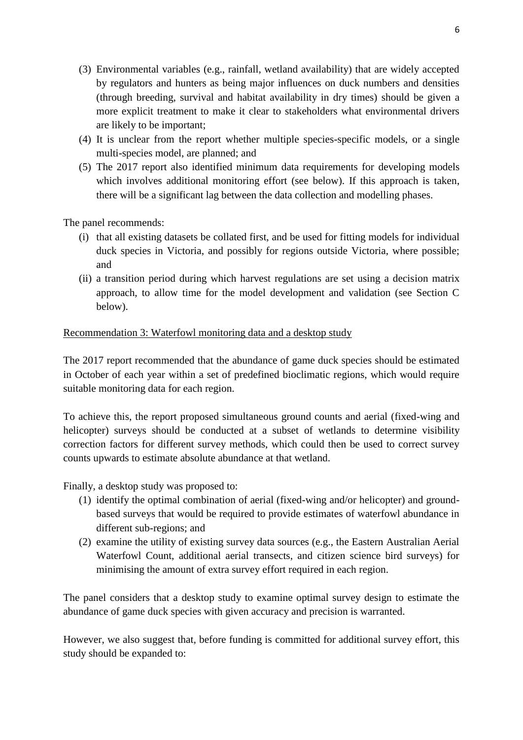(3) Environmental variables (e.g., rainfall, wetland availability) that are widely accepted by regulators and hunters as being major influences on duck numbers and densities (through breeding, survival and habitat availability in dry times) should be given a more explicit treatment to make it clear to stakeholders what environmental drivers are likely to be important;

(4) It is unclear from the report whether multiple species-specific models, or a single multi-species model, are planned; and

(5) The 2017 report also identified minimum data requirements for developing models which involves additional monitoring effort (see below). If this approach is taken, there will be a significant lag between the data collection and modelling phases.

The panel recommends:

(i) that all existing datasets be collated first, and be used for fitting models for individual duck species in Victoria, and possibly for regions outside Victoria, where possible; and

(ii) a transition period during which harvest regulations are set using a decision matrix approach, to allow time for the model development and validation (see Section C below).

<u>Recommendation 3: Waterfowl monitoring data and a desktop study</u>

The 2017 report recommended that the abundance of game duck species should be estimated in October of each year within a set of predefined bioclimatic regions, which would require suitable monitoring data for each region.

To achieve this, the report proposed simultaneous ground counts and aerial (fixed-wing and helicopter) surveys should be conducted at a subset of wetlands to determine visibility correction factors for different survey methods, which could then be used to correct survey counts upwards to estimate absolute abundance at that wetland.

Finally, a desktop study was proposed to:

(1) identify the optimal combination of aerial (fixed-wing and/or helicopter) and ground-based surveys that would be required to provide estimates of waterfowl abundance in different sub-regions; and

(2) examine the utility of existing survey data sources (e.g., the Eastern Australian Aerial Waterfowl Count, additional aerial transects, and citizen science bird surveys) for minimising the amount of extra survey effort required in each region.

The panel considers that a desktop study to examine optimal survey design to estimate the abundance of game duck species with given accuracy and precision is warranted.

However, we also suggest that, before funding is committed for additional survey effort, this study should be expanded to: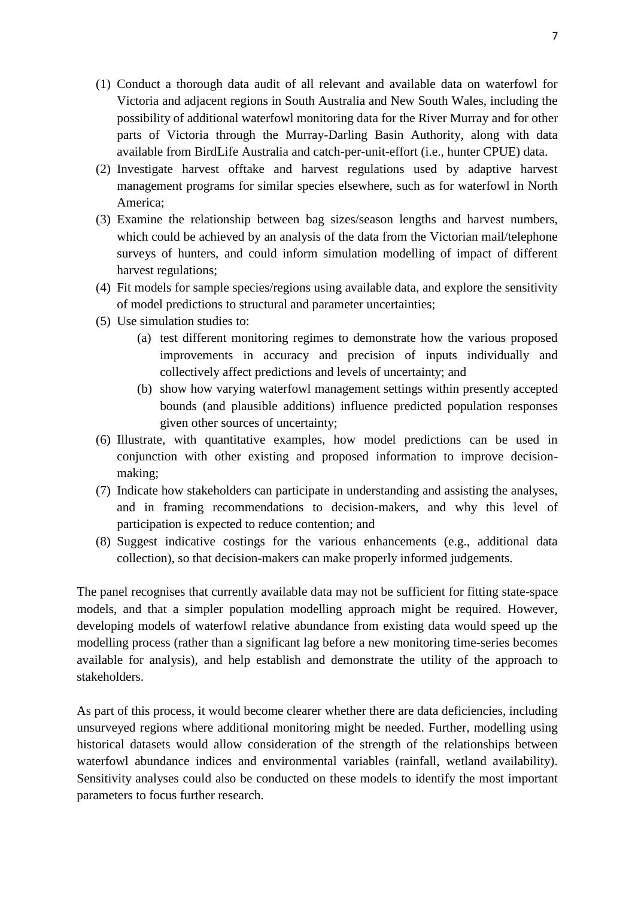(1) Conduct a thorough data audit of all relevant and available data on waterfowl for Victoria and adjacent regions in South Australia and New South Wales, including the possibility of additional waterfowl monitoring data for the River Murray and for other parts of Victoria through the Murray-Darling Basin Authority, along with data available from BirdLife Australia and catch-per-unit-effort (i.e., hunter CPUE) data.

(2) Investigate harvest offtake and harvest regulations used by adaptive harvest management programs for similar species elsewhere, such as for waterfowl in North America;

(3) Examine the relationship between bag sizes/season lengths and harvest numbers, which could be achieved by an analysis of the data from the Victorian mail/telephone surveys of hunters, and could inform simulation modelling of impact of different harvest regulations;

(4) Fit models for sample species/regions using available data, and explore the sensitivity of model predictions to structural and parameter uncertainties;

(5) Use simulation studies to:
   - (a) test different monitoring regimes to demonstrate how the various proposed improvements in accuracy and precision of inputs individually and collectively affect predictions and levels of uncertainty; and
   - (b) show how varying waterfowl management settings within presently accepted bounds (and plausible additions) influence predicted population responses given other sources of uncertainty;

(6) Illustrate, with quantitative examples, how model predictions can be used in conjunction with other existing and proposed information to improve decision-making;

(7) Indicate how stakeholders can participate in understanding and assisting the analyses, and in framing recommendations to decision-makers, and why this level of participation is expected to reduce contention; and

(8) Suggest indicative costings for the various enhancements (e.g., additional data collection), so that decision-makers can make properly informed judgements.

The panel recognises that currently available data may not be sufficient for fitting state-space models, and that a simpler population modelling approach might be required. However, developing models of waterfowl relative abundance from existing data would speed up the modelling process (rather than a significant lag before a new monitoring time-series becomes available for analysis), and help establish and demonstrate the utility of the approach to stakeholders.

As part of this process, it would become clearer whether there are data deficiencies, including unsurveyed regions where additional monitoring might be needed. Further, modelling using historical datasets would allow consideration of the strength of the relationships between waterfowl abundance indices and environmental variables (rainfall, wetland availability). Sensitivity analyses could also be conducted on these models to identify the most important parameters to focus further research.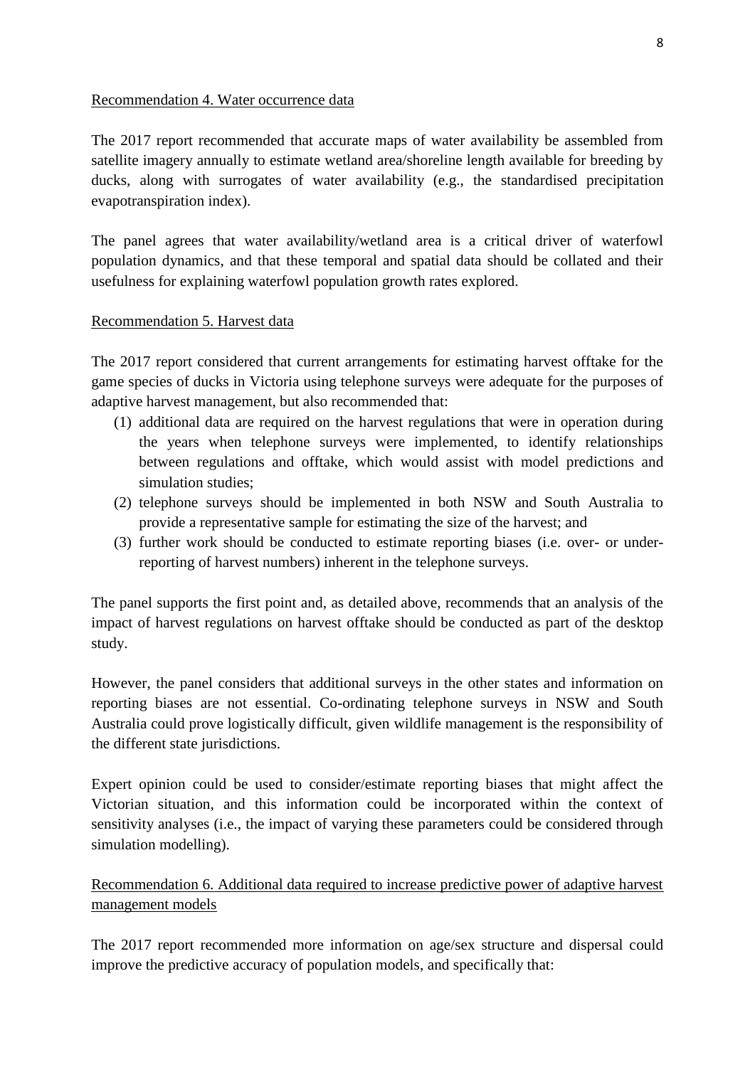Recommendation 4. Water occurrence data

The 2017 report recommended that accurate maps of water availability be assembled from satellite imagery annually to estimate wetland area/shoreline length available for breeding by ducks, along with surrogates of water availability (e.g., the standardised precipitation evapotranspiration index).

The panel agrees that water availability/wetland area is a critical driver of waterfowl population dynamics, and that these temporal and spatial data should be collated and their usefulness for explaining waterfowl population growth rates explored.

Recommendation 5. Harvest data

The 2017 report considered that current arrangements for estimating harvest offtake for the game species of ducks in Victoria using telephone surveys were adequate for the purposes of adaptive harvest management, but also recommended that:

(1) additional data are required on the harvest regulations that were in operation during the years when telephone surveys were implemented, to identify relationships between regulations and offtake, which would assist with model predictions and simulation studies;
(2) telephone surveys should be implemented in both NSW and South Australia to provide a representative sample for estimating the size of the harvest; and
(3) further work should be conducted to estimate reporting biases (i.e. over- or under-reporting of harvest numbers) inherent in the telephone surveys.

The panel supports the first point and, as detailed above, recommends that an analysis of the impact of harvest regulations on harvest offtake should be conducted as part of the desktop study.

However, the panel considers that additional surveys in the other states and information on reporting biases are not essential. Co-ordinating telephone surveys in NSW and South Australia could prove logistically difficult, given wildlife management is the responsibility of the different state jurisdictions.

Expert opinion could be used to consider/estimate reporting biases that might affect the Victorian situation, and this information could be incorporated within the context of sensitivity analyses (i.e., the impact of varying these parameters could be considered through simulation modelling).

Recommendation 6. Additional data required to increase predictive power of adaptive harvest management models

The 2017 report recommended more information on age/sex structure and dispersal could improve the predictive accuracy of population models, and specifically that: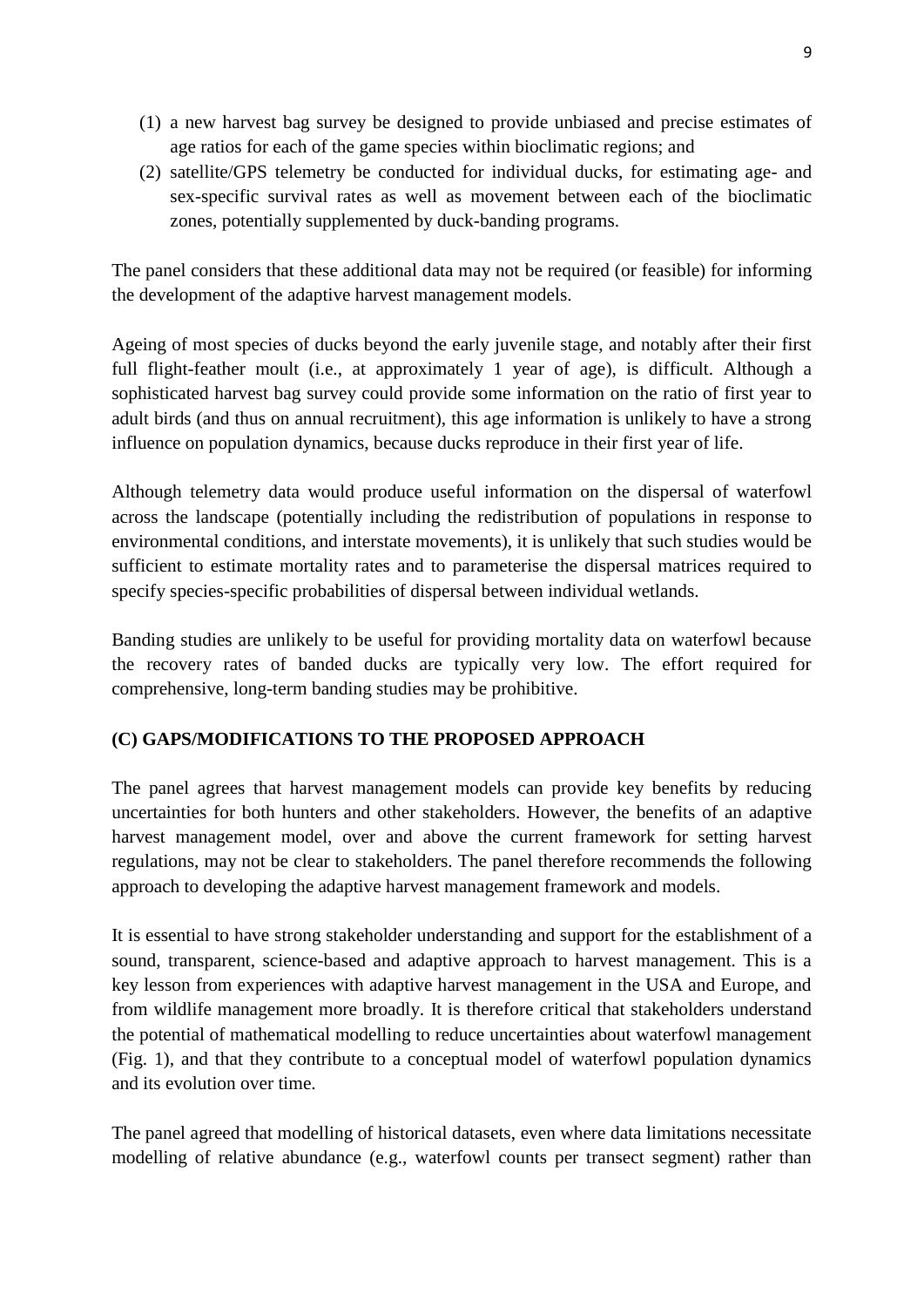(1) a new harvest bag survey be designed to provide unbiased and precise estimates of age ratios for each of the game species within bioclimatic regions; and
(2) satellite/GPS telemetry be conducted for individual ducks, for estimating age- and sex-specific survival rates as well as movement between each of the bioclimatic zones, potentially supplemented by duck-banding programs.

The panel considers that these additional data may not be required (or feasible) for informing the development of the adaptive harvest management models.

Ageing of most species of ducks beyond the early juvenile stage, and notably after their first full flight-feather moult (i.e., at approximately 1 year of age), is difficult. Although a sophisticated harvest bag survey could provide some information on the ratio of first year to adult birds (and thus on annual recruitment), this age information is unlikely to have a strong influence on population dynamics, because ducks reproduce in their first year of life.

Although telemetry data would produce useful information on the dispersal of waterfowl across the landscape (potentially including the redistribution of populations in response to environmental conditions, and interstate movements), it is unlikely that such studies would be sufficient to estimate mortality rates and to parameterise the dispersal matrices required to specify species-specific probabilities of dispersal between individual wetlands.

Banding studies are unlikely to be useful for providing mortality data on waterfowl because the recovery rates of banded ducks are typically very low. The effort required for comprehensive, long-term banding studies may be prohibitive.

## (C) GAPS/MODIFICATIONS TO THE PROPOSED APPROACH

The panel agrees that harvest management models can provide key benefits by reducing uncertainties for both hunters and other stakeholders. However, the benefits of an adaptive harvest management model, over and above the current framework for setting harvest regulations, may not be clear to stakeholders. The panel therefore recommends the following approach to developing the adaptive harvest management framework and models.

It is essential to have strong stakeholder understanding and support for the establishment of a sound, transparent, science-based and adaptive approach to harvest management. This is a key lesson from experiences with adaptive harvest management in the USA and Europe, and from wildlife management more broadly. It is therefore critical that stakeholders understand the potential of mathematical modelling to reduce uncertainties about waterfowl management (Fig. 1), and that they contribute to a conceptual model of waterfowl population dynamics and its evolution over time.

The panel agreed that modelling of historical datasets, even where data limitations necessitate modelling of relative abundance (e.g., waterfowl counts per transect segment) rather than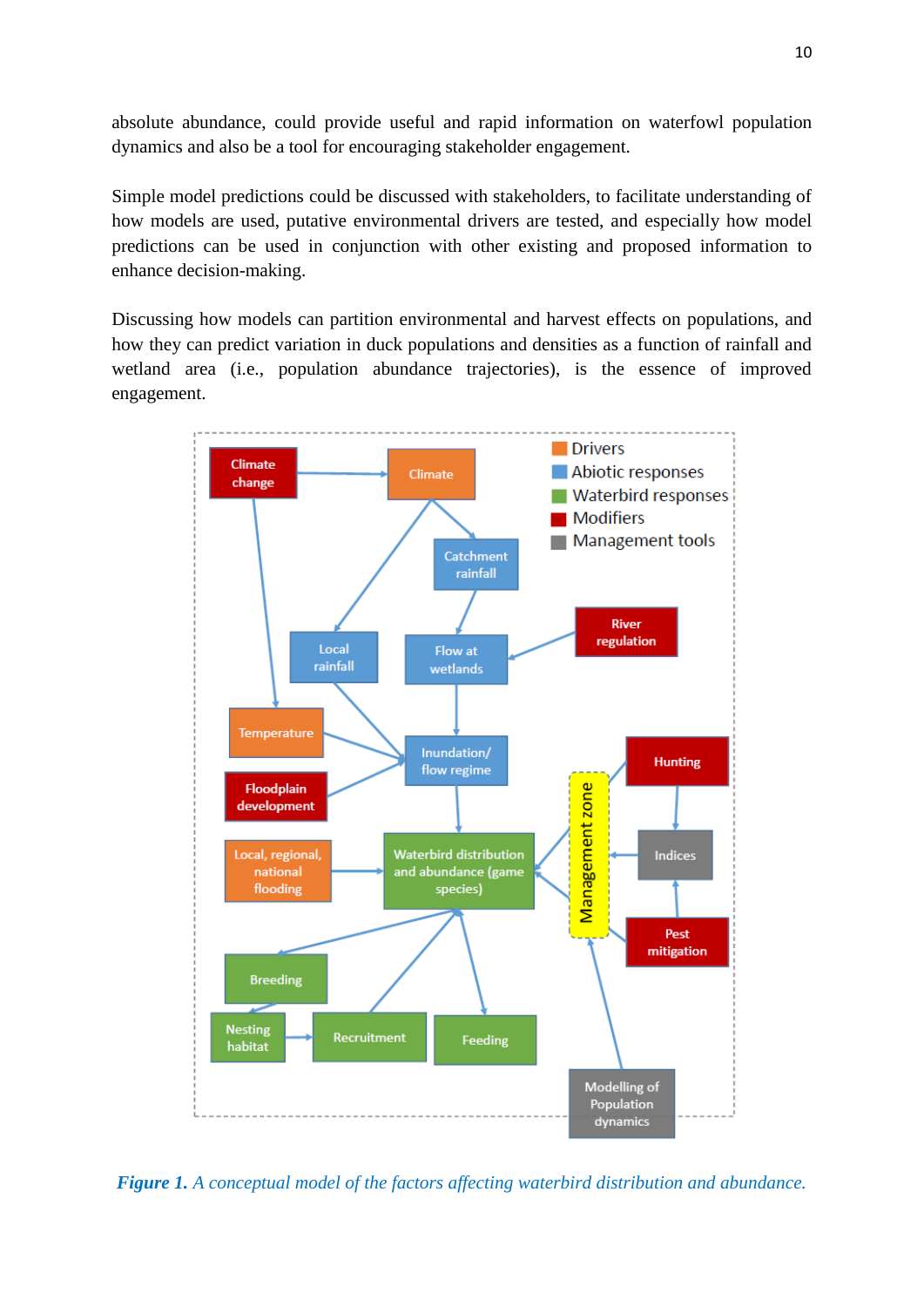absolute abundance, could provide useful and rapid information on waterfowl population dynamics and also be a tool for encouraging stakeholder engagement.

Simple model predictions could be discussed with stakeholders, to facilitate understanding of how models are used, putative environmental drivers are tested, and especially how model predictions can be used in conjunction with other existing and proposed information to enhance decision-making.

Discussing how models can partition environmental and harvest effects on populations, and how they can predict variation in duck populations and densities as a function of rainfall and wetland area (i.e., population abundance trajectories), is the essence of improved engagement.

***Figure 1.*** *A conceptual model of the factors affecting waterbird distribution and abundance.*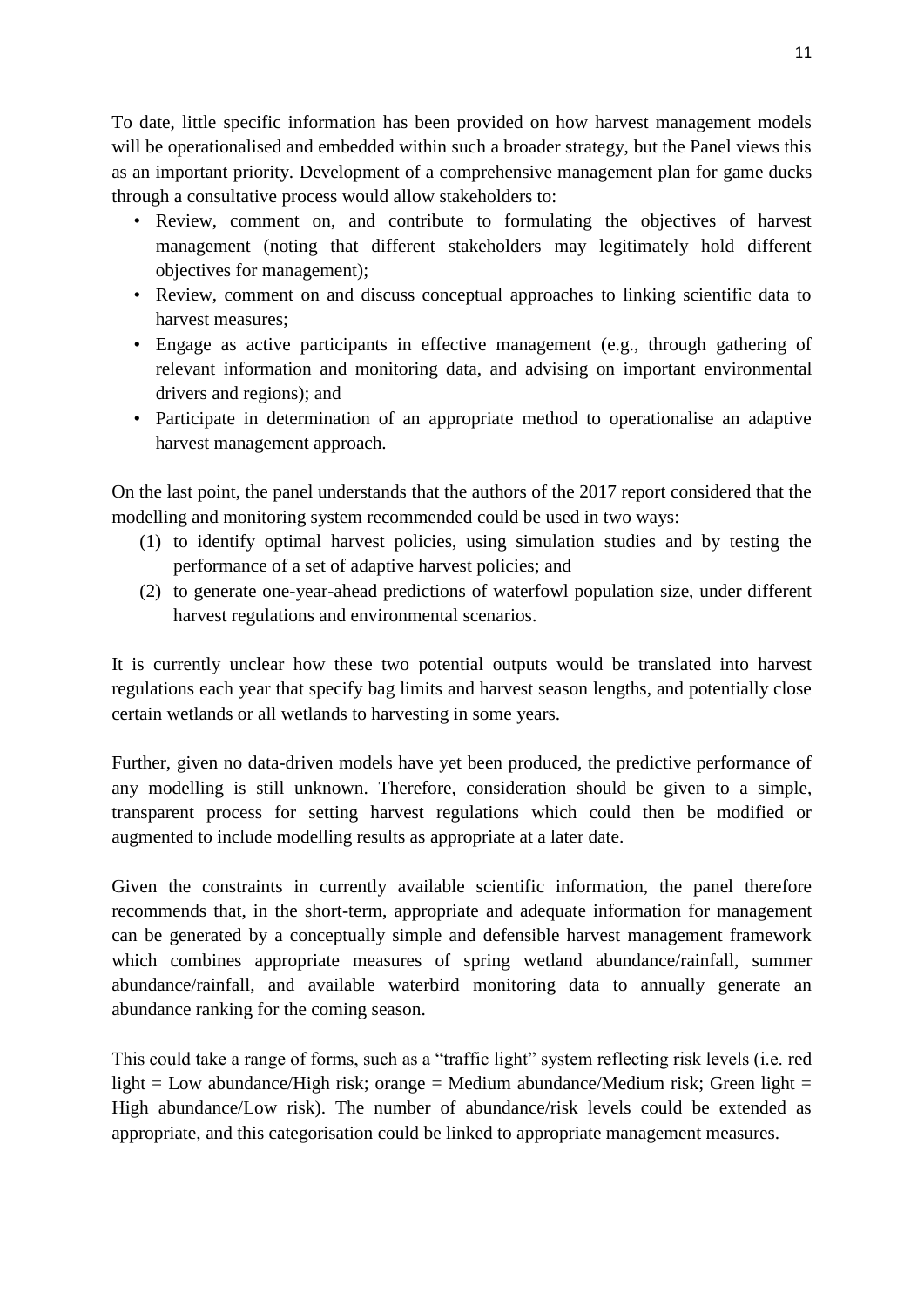To date, little specific information has been provided on how harvest management models will be operationalised and embedded within such a broader strategy, but the Panel views this as an important priority. Development of a comprehensive management plan for game ducks through a consultative process would allow stakeholders to:

- Review, comment on, and contribute to formulating the objectives of harvest management (noting that different stakeholders may legitimately hold different objectives for management);
- Review, comment on and discuss conceptual approaches to linking scientific data to harvest measures;
- Engage as active participants in effective management (e.g., through gathering of relevant information and monitoring data, and advising on important environmental drivers and regions); and
- Participate in determination of an appropriate method to operationalise an adaptive harvest management approach.

On the last point, the panel understands that the authors of the 2017 report considered that the modelling and monitoring system recommended could be used in two ways:

(1) to identify optimal harvest policies, using simulation studies and by testing the performance of a set of adaptive harvest policies; and
(2) to generate one-year-ahead predictions of waterfowl population size, under different harvest regulations and environmental scenarios.

It is currently unclear how these two potential outputs would be translated into harvest regulations each year that specify bag limits and harvest season lengths, and potentially close certain wetlands or all wetlands to harvesting in some years.

Further, given no data-driven models have yet been produced, the predictive performance of any modelling is still unknown. Therefore, consideration should be given to a simple, transparent process for setting harvest regulations which could then be modified or augmented to include modelling results as appropriate at a later date.

Given the constraints in currently available scientific information, the panel therefore recommends that, in the short-term, appropriate and adequate information for management can be generated by a conceptually simple and defensible harvest management framework which combines appropriate measures of spring wetland abundance/rainfall, summer abundance/rainfall, and available waterbird monitoring data to annually generate an abundance ranking for the coming season.

This could take a range of forms, such as a "traffic light" system reflecting risk levels (i.e. red light = Low abundance/High risk; orange = Medium abundance/Medium risk; Green light = High abundance/Low risk). The number of abundance/risk levels could be extended as appropriate, and this categorisation could be linked to appropriate management measures.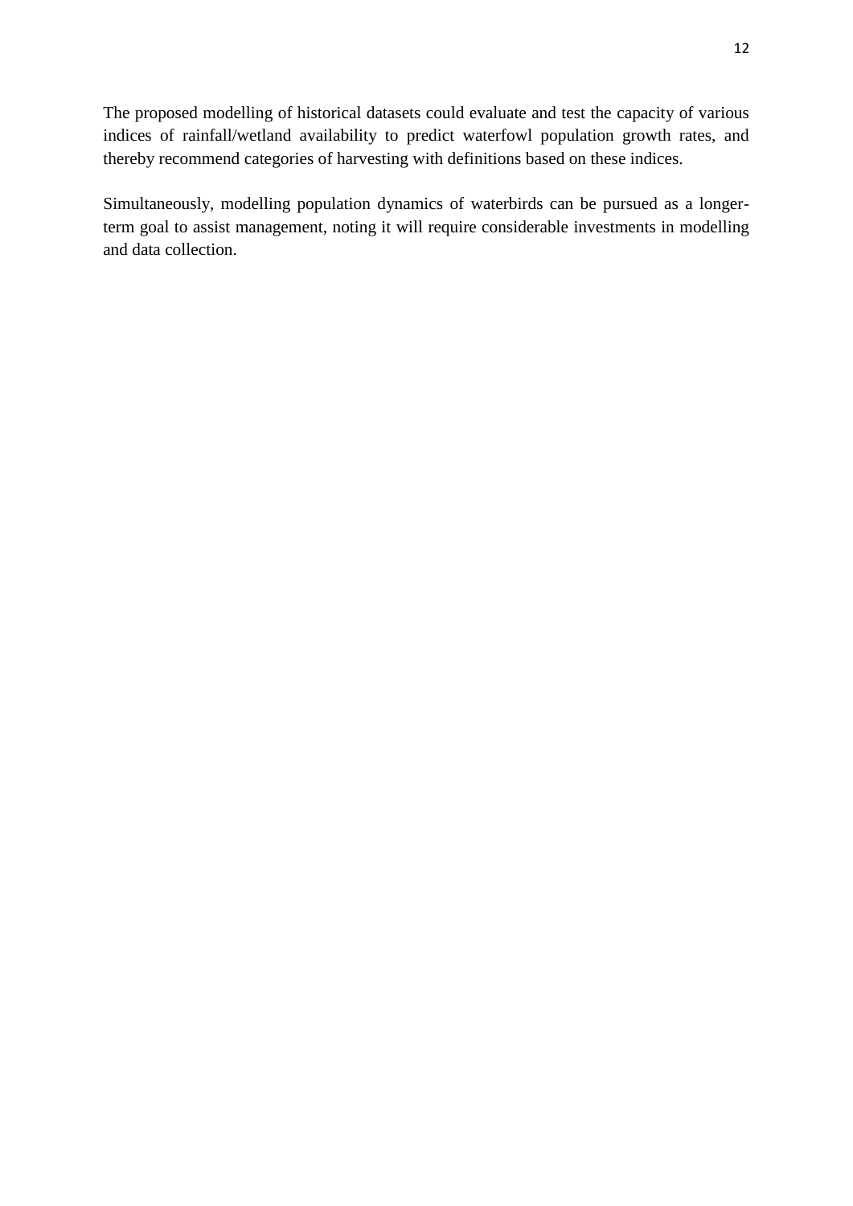The proposed modelling of historical datasets could evaluate and test the capacity of various indices of rainfall/wetland availability to predict waterfowl population growth rates, and thereby recommend categories of harvesting with definitions based on these indices.

Simultaneously, modelling population dynamics of waterbirds can be pursued as a longer-term goal to assist management, noting it will require considerable investments in modelling and data collection.